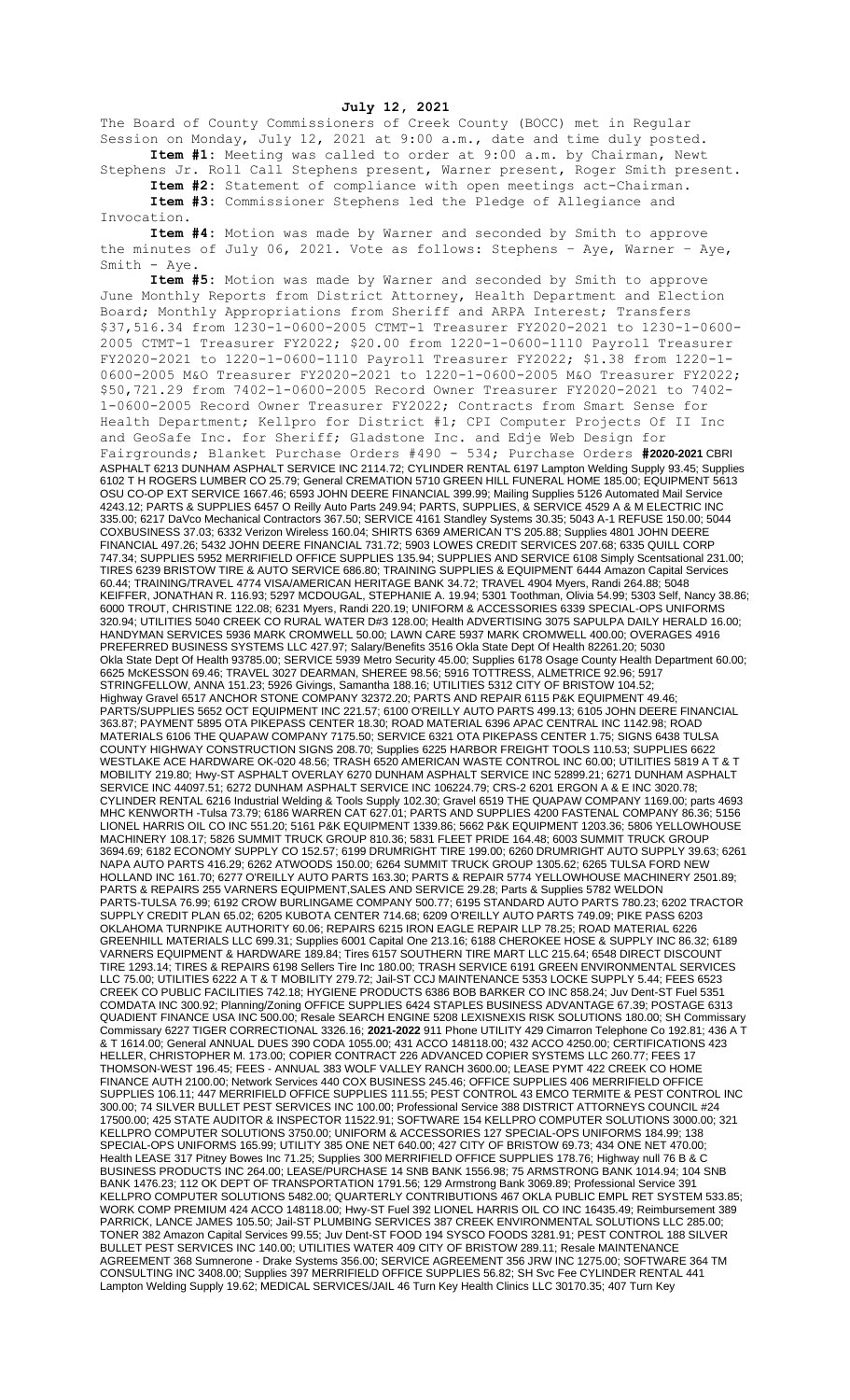**July 12, 2021**

The Board of County Commissioners of Creek County (BOCC) met in Regular Session on Monday, July 12, 2021 at 9:00 a.m., date and time duly posted.

**Item #1:** Meeting was called to order at 9:00 a.m. by Chairman, Newt Stephens Jr. Roll Call Stephens present, Warner present, Roger Smith present.

**Item #2:** Statement of compliance with open meetings act-Chairman.

**Item #3:** Commissioner Stephens led the Pledge of Allegiance and Invocation.

**Item #4:** Motion was made by Warner and seconded by Smith to approve the minutes of July 06, 2021. Vote as follows: Stephens – Aye, Warner – Aye, Smith - Aye.

**Item #5:** Motion was made by Warner and seconded by Smith to approve June Monthly Reports from District Attorney, Health Department and Election Board; Monthly Appropriations from Sheriff and ARPA Interest; Transfers $37,516.34 from 1230-1-0600-2005 CTMT-1 Treasurer FY2020-2021 to 1230-1-0600-2005 CTMT-1 Treasurer FY2022; $20.00 from 1220-1-0600-1110 Payroll Treasurer FY2020-2021 to 1220-1-0600-1110 Payroll Treasurer FY2022; $1.38 from 1220-1-0600-2005 M&O Treasurer FY2020-2021 to 1220-1-0600-2005 M&O Treasurer FY2022; $50,721.29 from 7402-1-0600-2005 Record Owner Treasurer FY2020-2021 to 7402-1-0600-2005 Record Owner Treasurer FY2022; Contracts from Smart Sense for Health Department; Kellpro for District #1; CPI Computer Projects Of II Inc and GeoSafe Inc. for Sheriff; Gladstone Inc. and Edje Web Design for Fairgrounds; Blanket Purchase Orders #490 - 534; Purchase Orders **#2020-2021** CBRI ASPHALT 6213 DUNHAM ASPHALT SERVICE INC 2114.72; CYLINDER RENTAL 6197 Lampton Welding Supply 93.45; Supplies 6102 T H ROGERS LUMBER CO 25.79; General CREMATION 5710 GREEN HILL FUNERAL HOME 185.00; EQUIPMENT 5613 OSU CO-OP EXT SERVICE 1667.46; 6593 JOHN DEERE FINANCIAL 399.99; Mailing Supplies 5126 Automated Mail Service 4243.12; PARTS & SUPPLIES 6457 O Reilly Auto Parts 249.94; PARTS, SUPPLIES, & SERVICE 4529 A & M ELECTRIC INC 335.00; 6217 DaVco Mechanical Contractors 367.50; SERVICE 4161 Standley Systems 30.35; 5043 A-1 REFUSE 150.00; 5044 COXBUSINESS 37.03; 6332 Verizon Wireless 160.04; SHIRTS 6369 AMERICAN T'S 205.88; Supplies 4801 JOHN DEERE FINANCIAL 497.26; 5432 JOHN DEERE FINANCIAL 731.72; 5903 LOWES CREDIT SERVICES 207.68; 6335 QUILL CORP 747.34; SUPPLIES 5952 MERRIFIELD OFFICE SUPPLIES 135.94; SUPPLIES AND SERVICE 6108 Simply Scentsational 231.00; TIRES 6239 BRISTOW TIRE & AUTO SERVICE 686.80; TRAINING SUPPLIES & EQUIPMENT 6444 Amazon Capital Services 60.44; TRAINING/TRAVEL 4774 VISA/AMERICAN HERITAGE BANK 34.72; TRAVEL 4904 Myers, Randi 264.88; 5048 KEIFFER, JONATHAN R. 116.93; 5297 MCDOUGAL, STEPHANIE A. 19.94; 5301 Toothman, Olivia 54.99; 5303 Self, Nancy 38.86; 6000 TROUT, CHRISTINE 122.08; 6231 Myers, Randi 220.19; UNIFORM & ACCESSORIES 6339 SPECIAL-OPS UNIFORMS 320.94; UTILITIES 5040 CREEK CO RURAL WATER D#3 128.00; Health ADVERTISING 3075 SAPULPA DAILY HERALD 16.00; HANDYMAN SERVICES 5936 MARK CROMWELL 50.00; LAWN CARE 5937 MARK CROMWELL 400.00; OVERAGES 4916 PREFERRED BUSINESS SYSTEMS LLC 427.97; Salary/Benefits 3516 Okla State Dept Of Health 82261.20; 5030 Okla State Dept Of Health 93785.00; SERVICE 5939 Metro Security 45.00; Supplies 6178 Osage County Health Department 60.00; 6625 McKESSON 69.46; TRAVEL 3027 DEARMAN, SHEREE 98.56; 5916 TOTTRESS, ALMETRICE 92.96; 5917 STRINGFELLOW, ANNA 151.23; 5926 Givings, Samantha 188.16; UTILITIES 5312 CITY OF BRISTOW 104.52; Highway Gravel 6517 ANCHOR STONE COMPANY 32372.20; PARTS AND REPAIR 6115 P&K EQUIPMENT 49.46; PARTS/SUPPLIES 5652 OCT EQUIPMENT INC 221.57; 6100 O'REILLY AUTO PARTS 499.13; 6105 JOHN DEERE FINANCIAL 363.87; PAYMENT 5895 OTA PIKEPASS CENTER 18.30; ROAD MATERIAL 6396 APAC CENTRAL INC 1142.98; ROAD MATERIALS 6106 THE QUAPAW COMPANY 7175.50; SERVICE 6321 OTA PIKEPASS CENTER 1.75; SIGNS 6438 TULSA COUNTY HIGHWAY CONSTRUCTION SIGNS 208.70; Supplies 6225 HARBOR FREIGHT TOOLS 110.53; SUPPLIES 6622 WESTLAKE ACE HARDWARE OK-020 48.56; TRASH 6520 AMERICAN WASTE CONTROL INC 60.00; UTILITIES 5819 A T & T MOBILITY 219.80; Hwy-ST ASPHALT OVERLAY 6270 DUNHAM ASPHALT SERVICE INC 52899.21; 6271 DUNHAM ASPHALT SERVICE INC 44097.51; 6272 DUNHAM ASPHALT SERVICE INC 106224.79; CRS-2 6201 ERGON A & E INC 3020.78; CYLINDER RENTAL 6216 Industrial Welding & Tools Supply 102.30; Gravel 6519 THE QUAPAW COMPANY 1169.00; parts 4693 MHC KENWORTH -Tulsa 73.79; 6186 WARREN CAT 627.01; PARTS AND SUPPLIES 4200 FASTENAL COMPANY 86.36; 5156 LIONEL HARRIS OIL CO INC 551.20; 5161 P&K EQUIPMENT 1339.86; 5662 P&K EQUIPMENT 1203.36; 5806 YELLOWHOUSE MACHINERY 108.17; 5826 SUMMIT TRUCK GROUP 810.36; 5831 FLEET PRIDE 164.48; 6003 SUMMIT TRUCK GROUP 3694.69; 6182 ECONOMY SUPPLY CO 152.57; 6199 DRUMRIGHT TIRE 199.00; 6260 DRUMRIGHT AUTO SUPPLY 39.63; 6261 NAPA AUTO PARTS 416.29; 6262 ATWOODS 150.00; 6264 SUMMIT TRUCK GROUP 1305.62; 6265 TULSA FORD NEW HOLLAND INC 161.70; 6277 O'REILLY AUTO PARTS 163.30; PARTS & REPAIR 5774 YELLOWHOUSE MACHINERY 2501.89; PARTS & REPAIRS 255 VARNERS EQUIPMENT,SALES AND SERVICE 29.28; Parts & Supplies 5782 WELDON PARTS-TULSA 76.99; 6192 CROW BURLINGAME COMPANY 500.77; 6195 STANDARD AUTO PARTS 780.23; 6202 TRACTOR SUPPLY CREDIT PLAN 65.02; 6205 KUBOTA CENTER 714.68; 6209 O'REILLY AUTO PARTS 749.09; PIKE PASS 6203 OKLAHOMA TURNPIKE AUTHORITY 60.06; REPAIRS 6215 IRON EAGLE REPAIR LLP 78.25; ROAD MATERIAL 6226 GREENHILL MATERIALS LLC 699.31; Supplies 6001 Capital One 213.16; 6188 CHEROKEE HOSE & SUPPLY INC 86.32; 6189 VARNERS EQUIPMENT & HARDWARE 189.84; Tires 6157 SOUTHERN TIRE MART LLC 215.64; 6548 DIRECT DISCOUNT TIRE 1293.14; TIRES & REPAIRS 6198 Sellers Tire Inc 180.00; TRASH SERVICE 6191 GREEN ENVIRONMENTAL SERVICES LLC 75.00; UTILITIES 6222 A T & T MOBILITY 279.72; Jail-ST CCJ MAINTENANCE 5353 LOCKE SUPPLY 5.44; FEES 6523 CREEK CO PUBLIC FACILITIES 742.18; HYGIENE PRODUCTS 6386 BOB BARKER CO INC 858.24; Juv Dent-ST Fuel 5351 COMDATA INC 300.92; Planning/Zoning OFFICE SUPPLIES 6424 STAPLES BUSINESS ADVANTAGE 67.39; POSTAGE 6313 QUADIENT FINANCE USA INC 500.00; Resale SEARCH ENGINE 5208 LEXISNEXIS RISK SOLUTIONS 180.00; SH Commissary Commissary 6227 TIGER CORRECTIONAL 3326.16; **2021-2022** 911 Phone UTILITY 429 Cimarron Telephone Co 192.81; 436 A T & T 1614.00; General ANNUAL DUES 390 CODA 1055.00; 431 ACCO 148118.00; 432 ACCO 4250.00; CERTIFICATIONS 423 HELLER, CHRISTOPHER M. 173.00; COPIER CONTRACT 226 ADVANCED COPIER SYSTEMS LLC 260.77; FEES 17 THOMSON-WEST 196.45; FEES - ANNUAL 383 WOLF VALLEY RANCH 3600.00; LEASE PYMT 422 CREEK CO HOME FINANCE AUTH 2100.00; Network Services 440 COX BUSINESS 245.46; OFFICE SUPPLIES 406 MERRIFIELD OFFICE SUPPLIES 106.11; 447 MERRIFIELD OFFICE SUPPLIES 111.55; PEST CONTROL 43 EMCO TERMITE & PEST CONTROL INC 300.00; 74 SILVER BULLET PEST SERVICES INC 100.00; Professional Service 388 DISTRICT ATTORNEYS COUNCIL #24 17500.00; 425 STATE AUDITOR & INSPECTOR 11522.91; SOFTWARE 154 KELLPRO COMPUTER SOLUTIONS 3000.00; 321 KELLPRO COMPUTER SOLUTIONS 3750.00; UNIFORM & ACCESSORIES 127 SPECIAL-OPS UNIFORMS 184.99; 138 SPECIAL-OPS UNIFORMS 165.99; UTILITY 385 ONE NET 640.00; 427 CITY OF BRISTOW 69.73; 434 ONE NET 470.00; Health LEASE 317 Pitney Bowes Inc 71.25; Supplies 300 MERRIFIELD OFFICE SUPPLIES 178.76; Highway null 76 B & C BUSINESS PRODUCTS INC 264.00; LEASE/PURCHASE 14 SNB BANK 1556.98; 75 ARMSTRONG BANK 1014.94; 104 SNB BANK 1476.23; 112 OK DEPT OF TRANSPORTATION 1791.56; 129 Armstrong Bank 3069.89; Professional Service 391 KELLPRO COMPUTER SOLUTIONS 5482.00; QUARTERLY CONTRIBUTIONS 467 OKLA PUBLIC EMPL RET SYSTEM 533.85; WORK COMP PREMIUM 424 ACCO 148118.00; Hwy-ST Fuel 392 LIONEL HARRIS OIL CO INC 16435.49; Reimbursement 389 PARRICK, LANCE JAMES 105.50; Jail-ST PLUMBING SERVICES 387 CREEK ENVIRONMENTAL SOLUTIONS LLC 285.00; TONER 382 Amazon Capital Services 99.55; Juv Dent-ST FOOD 194 SYSCO FOODS 3281.91; PEST CONTROL 188 SILVER BULLET PEST SERVICES INC 140.00; UTILITIES WATER 409 CITY OF BRISTOW 289.11; Resale MAINTENANCE AGREEMENT 368 Sumnerone - Drake Systems 356.00; SERVICE AGREEMENT 356 JRW INC 1275.00; SOFTWARE 364 TM CONSULTING INC 3408.00; Supplies 397 MERRIFIELD OFFICE SUPPLIES 56.82; SH Svc Fee CYLINDER RENTAL 441 Lampton Welding Supply 19.62; MEDICAL SERVICES/JAIL 46 Turn Key Health Clinics LLC 30170.35; 407 Turn Key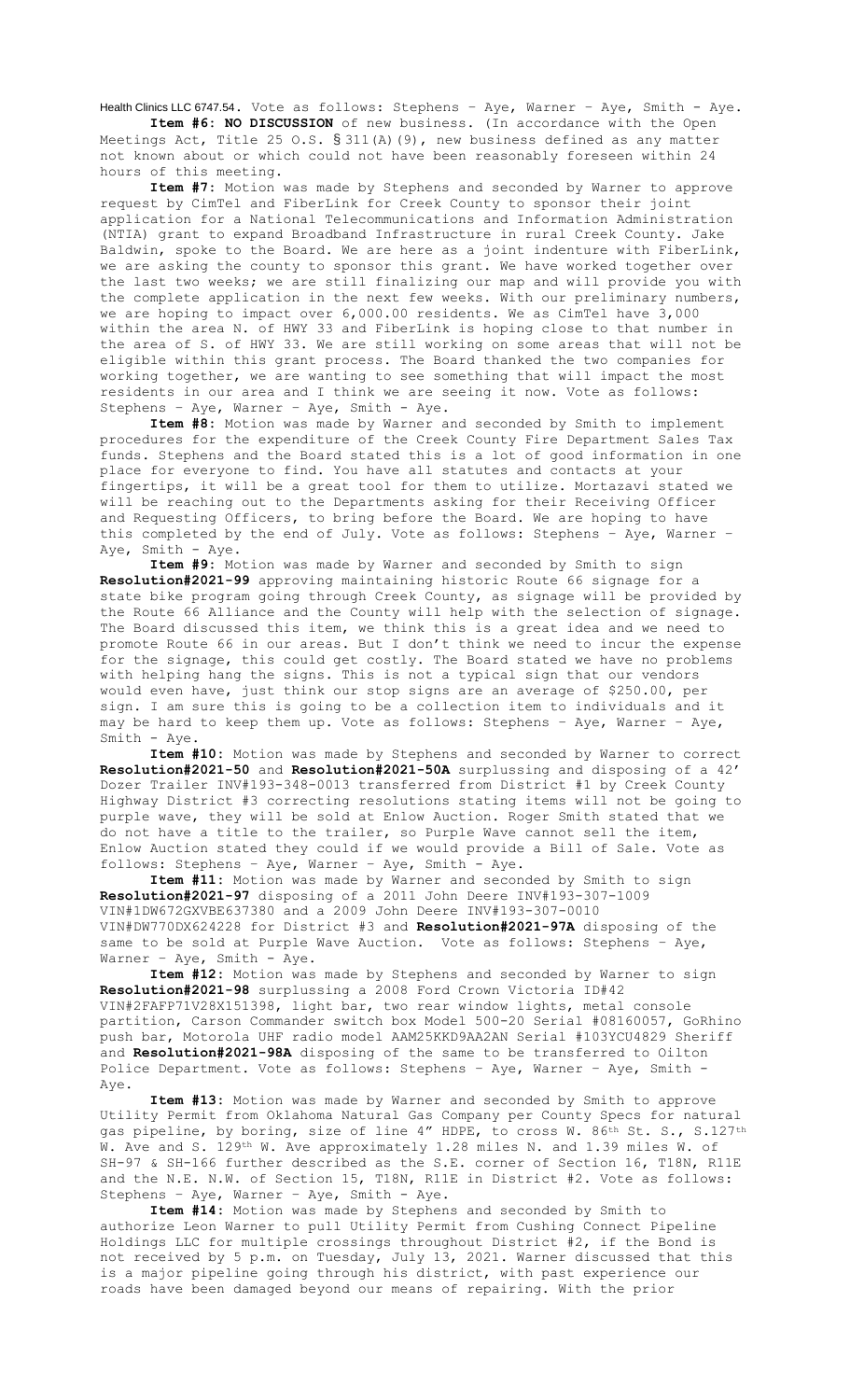Health Clinics LLC 6747.54. Vote as follows: Stephens – Aye, Warner – Aye, Smith - Aye.

**Item #6: NO DISCUSSION** of new business. (In accordance with the Open Meetings Act, Title 25 O.S. § 311(A)(9), new business defined as any matter not known about or which could not have been reasonably foreseen within 24 hours of this meeting.

**Item #7:** Motion was made by Stephens and seconded by Warner to approve request by CimTel and FiberLink for Creek County to sponsor their joint application for a National Telecommunications and Information Administration (NTIA) grant to expand Broadband Infrastructure in rural Creek County. Jake Baldwin, spoke to the Board. We are here as a joint indenture with FiberLink, we are asking the county to sponsor this grant. We have worked together over the last two weeks; we are still finalizing our map and will provide you with the complete application in the next few weeks. With our preliminary numbers, we are hoping to impact over 6,000.00 residents. We as CimTel have 3,000 within the area N. of HWY 33 and FiberLink is hoping close to that number in the area of S. of HWY 33. We are still working on some areas that will not be eligible within this grant process. The Board thanked the two companies for working together, we are wanting to see something that will impact the most residents in our area and I think we are seeing it now. Vote as follows: Stephens – Aye, Warner – Aye, Smith - Aye.

**Item #8:** Motion was made by Warner and seconded by Smith to implement procedures for the expenditure of the Creek County Fire Department Sales Tax funds. Stephens and the Board stated this is a lot of good information in one place for everyone to find. You have all statutes and contacts at your fingertips, it will be a great tool for them to utilize. Mortazavi stated we will be reaching out to the Departments asking for their Receiving Officer and Requesting Officers, to bring before the Board. We are hoping to have this completed by the end of July. Vote as follows: Stephens – Aye, Warner – Aye, Smith - Aye.

**Item #9:** Motion was made by Warner and seconded by Smith to sign **Resolution#2021-99** approving maintaining historic Route 66 signage for a state bike program going through Creek County, as signage will be provided by the Route 66 Alliance and the County will help with the selection of signage. The Board discussed this item, we think this is a great idea and we need to promote Route 66 in our areas. But I don't think we need to incur the expense for the signage, this could get costly. The Board stated we have no problems with helping hang the signs. This is not a typical sign that our vendors would even have, just think our stop signs are an average of $250.00, per sign. I am sure this is going to be a collection item to individuals and it may be hard to keep them up. Vote as follows: Stephens – Aye, Warner – Aye, Smith - Aye.

**Item #10:** Motion was made by Stephens and seconded by Warner to correct **Resolution#2021-50** and **Resolution#2021-50A** surplussing and disposing of a 42' Dozer Trailer INV#193-348-0013 transferred from District #1 by Creek County Highway District #3 correcting resolutions stating items will not be going to purple wave, they will be sold at Enlow Auction. Roger Smith stated that we do not have a title to the trailer, so Purple Wave cannot sell the item, Enlow Auction stated they could if we would provide a Bill of Sale. Vote as follows: Stephens – Aye, Warner – Aye, Smith - Aye.

**Item #11:** Motion was made by Warner and seconded by Smith to sign **Resolution#2021-97** disposing of a 2011 John Deere INV#193-307-1009 VIN#1DW672GXVBE637380 and a 2009 John Deere INV#193-307-0010 VIN#DW770DX624228 for District #3 and **Resolution#2021-97A** disposing of the same to be sold at Purple Wave Auction. Vote as follows: Stephens – Aye, Warner – Aye, Smith - Aye.

**Item #12:** Motion was made by Stephens and seconded by Warner to sign **Resolution#2021-98** surplussing a 2008 Ford Crown Victoria ID#42 VIN#2FAFP71V28X151398, light bar, two rear window lights, metal console partition, Carson Commander switch box Model 500-20 Serial #08160057, GoRhino push bar, Motorola UHF radio model AAM25KKD9AA2AN Serial #103YCU4829 Sheriff and **Resolution#2021-98A** disposing of the same to be transferred to Oilton Police Department. Vote as follows: Stephens – Aye, Warner – Aye, Smith - Aye.

**Item #13:** Motion was made by Warner and seconded by Smith to approve Utility Permit from Oklahoma Natural Gas Company per County Specs for natural gas pipeline, by boring, size of line 4" HDPE, to cross W. 86th St. S., S.127th W. Ave and S. 129th W. Ave approximately 1.28 miles N. and 1.39 miles W. of SH-97 & SH-166 further described as the S.E. corner of Section 16, T18N, R11E and the N.E. N.W. of Section 15, T18N, R11E in District #2. Vote as follows: Stephens – Aye, Warner – Aye, Smith - Aye.

**Item #14:** Motion was made by Stephens and seconded by Smith to authorize Leon Warner to pull Utility Permit from Cushing Connect Pipeline Holdings LLC for multiple crossings throughout District #2, if the Bond is not received by 5 p.m. on Tuesday, July 13, 2021. Warner discussed that this is a major pipeline going through his district, with past experience our roads have been damaged beyond our means of repairing. With the prior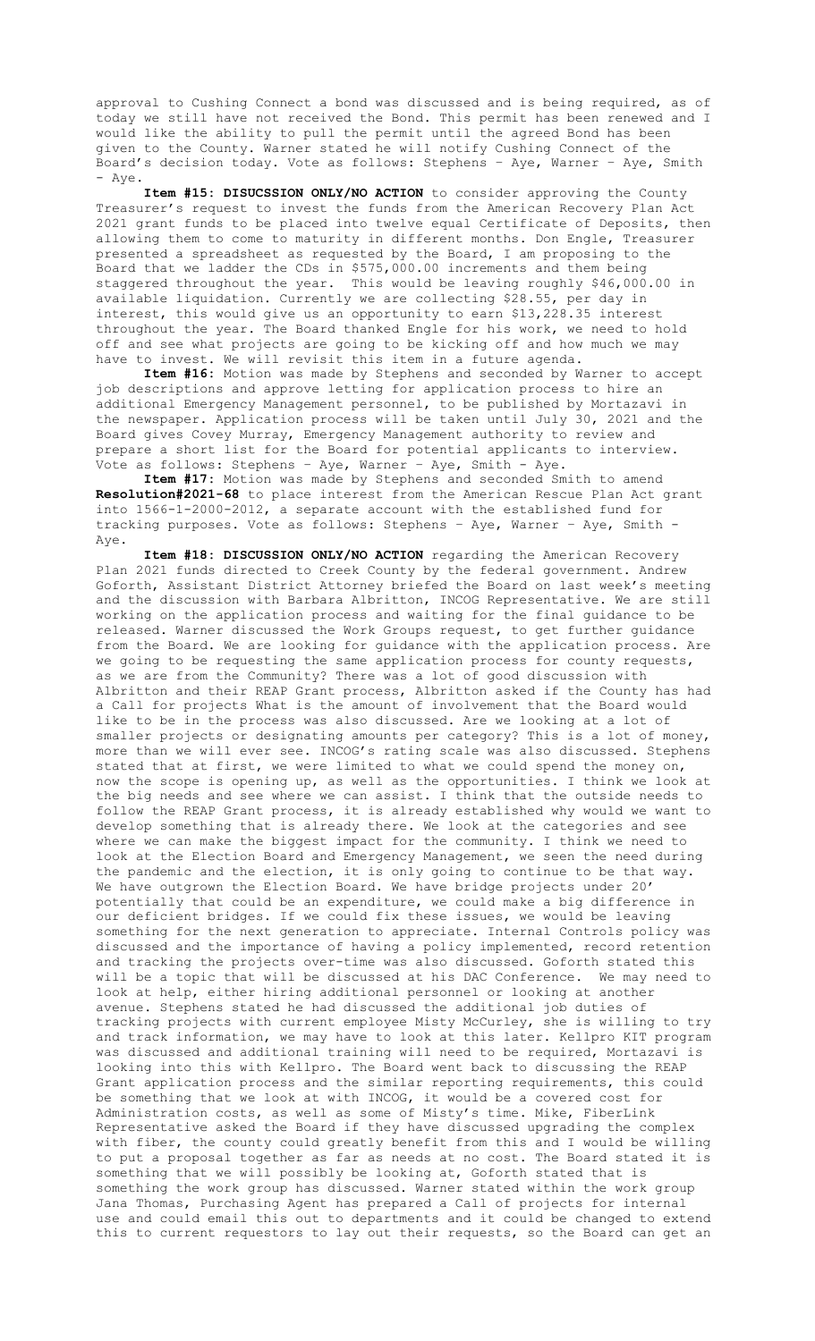approval to Cushing Connect a bond was discussed and is being required, as of today we still have not received the Bond. This permit has been renewed and I would like the ability to pull the permit until the agreed Bond has been given to the County. Warner stated he will notify Cushing Connect of the Board's decision today. Vote as follows: Stephens – Aye, Warner – Aye, Smith - Aye.

**Item #15: DISUCSSION ONLY/NO ACTION** to consider approving the County Treasurer's request to invest the funds from the American Recovery Plan Act 2021 grant funds to be placed into twelve equal Certificate of Deposits, then allowing them to come to maturity in different months. Don Engle, Treasurer presented a spreadsheet as requested by the Board, I am proposing to the Board that we ladder the CDs in $575,000.00 increments and them being staggered throughout the year. This would be leaving roughly $46,000.00 in available liquidation. Currently we are collecting $28.55, per day in interest, this would give us an opportunity to earn $13,228.35 interest throughout the year. The Board thanked Engle for his work, we need to hold off and see what projects are going to be kicking off and how much we may have to invest. We will revisit this item in a future agenda.

**Item #16:** Motion was made by Stephens and seconded by Warner to accept job descriptions and approve letting for application process to hire an additional Emergency Management personnel, to be published by Mortazavi in the newspaper. Application process will be taken until July 30, 2021 and the Board gives Covey Murray, Emergency Management authority to review and prepare a short list for the Board for potential applicants to interview. Vote as follows: Stephens – Aye, Warner – Aye, Smith - Aye.

**Item #17:** Motion was made by Stephens and seconded Smith to amend **Resolution#2021-68** to place interest from the American Rescue Plan Act grant into 1566-1-2000-2012, a separate account with the established fund for tracking purposes. Vote as follows: Stephens – Aye, Warner – Aye, Smith - Aye.

**Item #18: DISCUSSION ONLY/NO ACTION** regarding the American Recovery Plan 2021 funds directed to Creek County by the federal government. Andrew Goforth, Assistant District Attorney briefed the Board on last week's meeting and the discussion with Barbara Albritton, INCOG Representative. We are still working on the application process and waiting for the final guidance to be released. Warner discussed the Work Groups request, to get further guidance from the Board. We are looking for guidance with the application process. Are we going to be requesting the same application process for county requests, as we are from the Community? There was a lot of good discussion with Albritton and their REAP Grant process, Albritton asked if the County has had a Call for projects What is the amount of involvement that the Board would like to be in the process was also discussed. Are we looking at a lot of smaller projects or designating amounts per category? This is a lot of money, more than we will ever see. INCOG's rating scale was also discussed. Stephens stated that at first, we were limited to what we could spend the money on, now the scope is opening up, as well as the opportunities. I think we look at the big needs and see where we can assist. I think that the outside needs to follow the REAP Grant process, it is already established why would we want to develop something that is already there. We look at the categories and see where we can make the biggest impact for the community. I think we need to look at the Election Board and Emergency Management, we seen the need during the pandemic and the election, it is only going to continue to be that way. We have outgrown the Election Board. We have bridge projects under 20' potentially that could be an expenditure, we could make a big difference in our deficient bridges. If we could fix these issues, we would be leaving something for the next generation to appreciate. Internal Controls policy was discussed and the importance of having a policy implemented, record retention and tracking the projects over-time was also discussed. Goforth stated this will be a topic that will be discussed at his DAC Conference. We may need to look at help, either hiring additional personnel or looking at another avenue. Stephens stated he had discussed the additional job duties of tracking projects with current employee Misty McCurley, she is willing to try and track information, we may have to look at this later. Kellpro KIT program was discussed and additional training will need to be required, Mortazavi is looking into this with Kellpro. The Board went back to discussing the REAP Grant application process and the similar reporting requirements, this could be something that we look at with INCOG, it would be a covered cost for Administration costs, as well as some of Misty's time. Mike, FiberLink Representative asked the Board if they have discussed upgrading the complex with fiber, the county could greatly benefit from this and I would be willing to put a proposal together as far as needs at no cost. The Board stated it is something that we will possibly be looking at, Goforth stated that is something the work group has discussed. Warner stated within the work group Jana Thomas, Purchasing Agent has prepared a Call of projects for internal use and could email this out to departments and it could be changed to extend this to current requestors to lay out their requests, so the Board can get an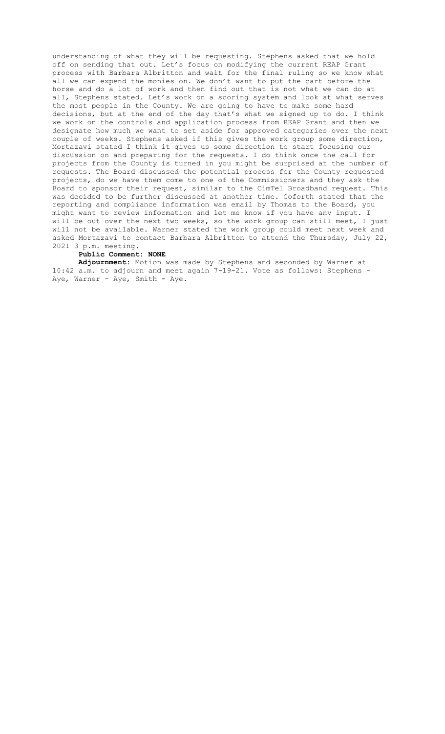understanding of what they will be requesting. Stephens asked that we hold off on sending that out. Let's focus on modifying the current REAP Grant process with Barbara Albritton and wait for the final ruling so we know what all we can expend the monies on. We don't want to put the cart before the horse and do a lot of work and then find out that is not what we can do at all, Stephens stated. Let's work on a scoring system and look at what serves the most people in the County. We are going to have to make some hard decisions, but at the end of the day that's what we signed up to do. I think we work on the controls and application process from REAP Grant and then we designate how much we want to set aside for approved categories over the next couple of weeks. Stephens asked if this gives the work group some direction, Mortazavi stated I think it gives us some direction to start focusing our discussion on and preparing for the requests. I do think once the call for projects from the County is turned in you might be surprised at the number of requests. The Board discussed the potential process for the County requested projects, do we have them come to one of the Commissioners and they ask the Board to sponsor their request, similar to the CimTel Broadband request. This was decided to be further discussed at another time. Goforth stated that the reporting and compliance information was email by Thomas to the Board, you might want to review information and let me know if you have any input. I will be out over the next two weeks, so the work group can still meet, I just will not be available. Warner stated the work group could meet next week and asked Mortazavi to contact Barbara Albritton to attend the Thursday, July 22, 2021 3 p.m. meeting.

**Public Comment: NONE**

**Adjournment**: Motion was made by Stephens and seconded by Warner at 10:42 a.m. to adjourn and meet again 7-19-21. Vote as follows: Stephens – Aye, Warner – Aye, Smith - Aye.